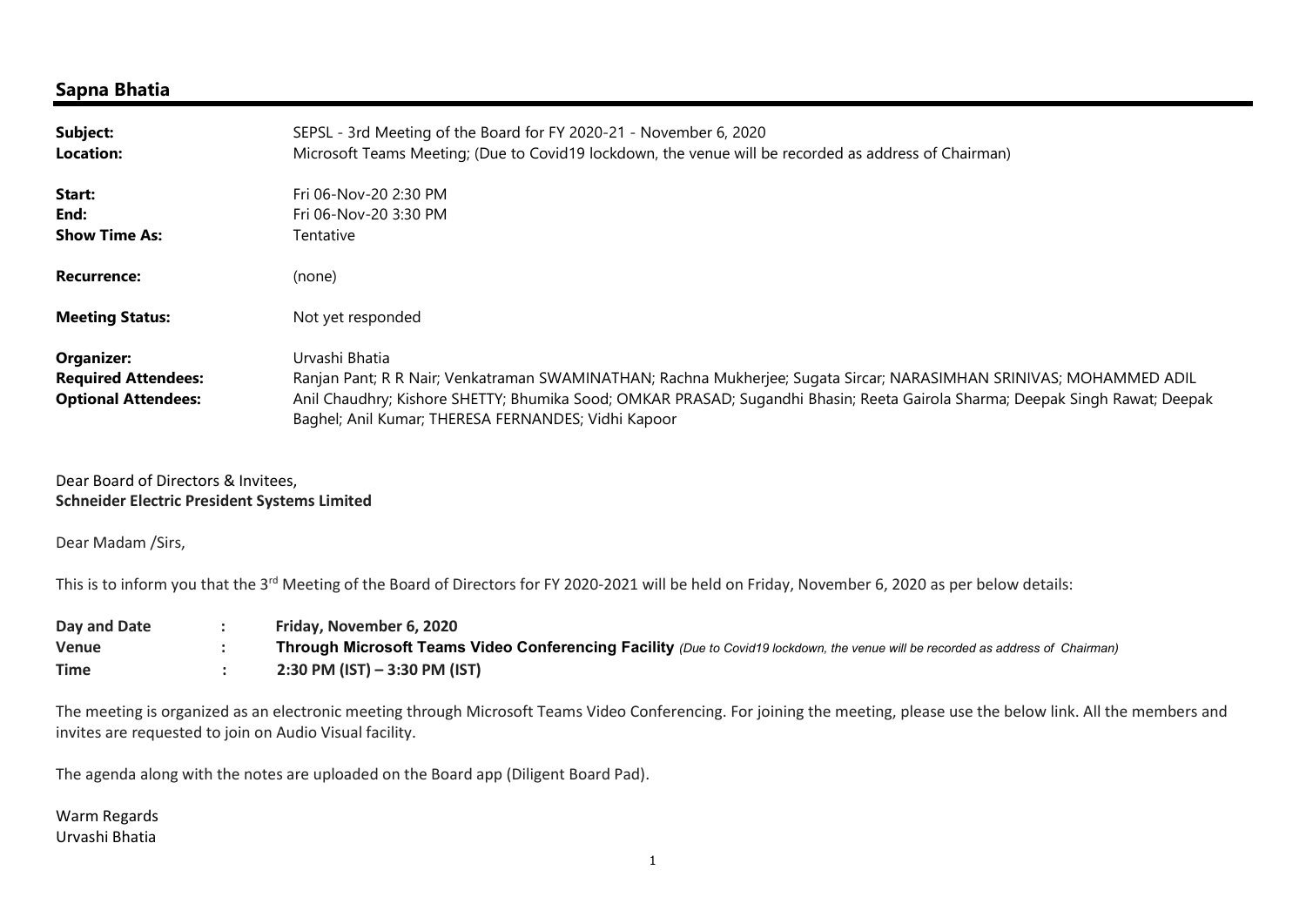# Sapna Bhatia

| | |
|---|---|
| **Subject:** | SEPSL - 3rd Meeting of the Board for FY 2020-21 - November 6, 2020 |
| **Location:** | Microsoft Teams Meeting; (Due to Covid19 lockdown, the venue will be recorded as address of Chairman) |
| **Start:** | Fri 06-Nov-20 2:30 PM |
| **End:** | Fri 06-Nov-20 3:30 PM |
| **Show Time As:** | Tentative |
| **Recurrence:** | (none) |
| **Meeting Status:** | Not yet responded |
| **Organizer:** | Urvashi Bhatia |
| **Required Attendees:** | Ranjan Pant; R R Nair; Venkatraman SWAMINATHAN; Rachna Mukherjee; Sugata Sircar; NARASIMHAN SRINIVAS; MOHAMMED ADIL |
| **Optional Attendees:** | Anil Chaudhry; Kishore SHETTY; Bhumika Sood; OMKAR PRASAD; Sugandhi Bhasin; Reeta Gairola Sharma; Deepak Singh Rawat; Deepak Baghel; Anil Kumar; THERESA FERNANDES; Vidhi Kapoor |

Dear Board of Directors & Invitees,
**Schneider Electric President Systems Limited**

Dear Madam /Sirs,

This is to inform you that the 3rd Meeting of the Board of Directors for FY 2020-2021 will be held on Friday, November 6, 2020 as per below details:

| | | |
|---|---|---|
| **Day and Date** | : | **Friday, November 6, 2020** |
| **Venue** | : | **Through Microsoft Teams Video Conferencing Facility** *(Due to Covid19 lockdown, the venue will be recorded as address of Chairman)* |
| **Time** | : | **2:30 PM (IST) – 3:30 PM (IST)** |

The meeting is organized as an electronic meeting through Microsoft Teams Video Conferencing. For joining the meeting, please use the below link. All the members and invites are requested to join on Audio Visual facility.

The agenda along with the notes are uploaded on the Board app (Diligent Board Pad).

Warm Regards
Urvashi Bhatia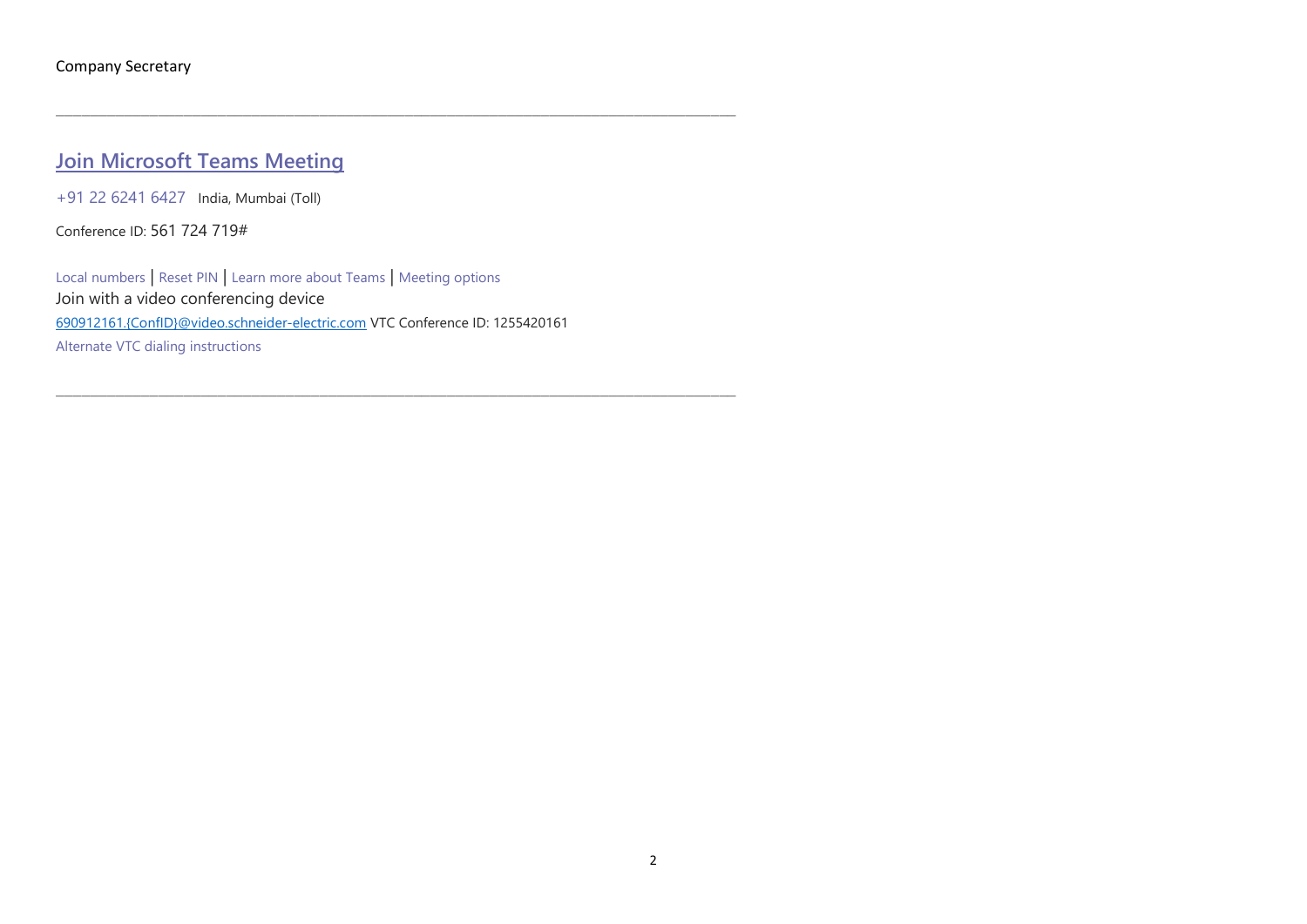Company Secretary

---

## Join Microsoft Teams Meeting

+91 22 6241 6427   India, Mumbai (Toll)

Conference ID: 561 724 719#

Local numbers | Reset PIN | Learn more about Teams | Meeting options

Join with a video conferencing device

690912161.{ConfID}@video.schneider-electric.com VTC Conference ID: 1255420161

Alternate VTC dialing instructions

---